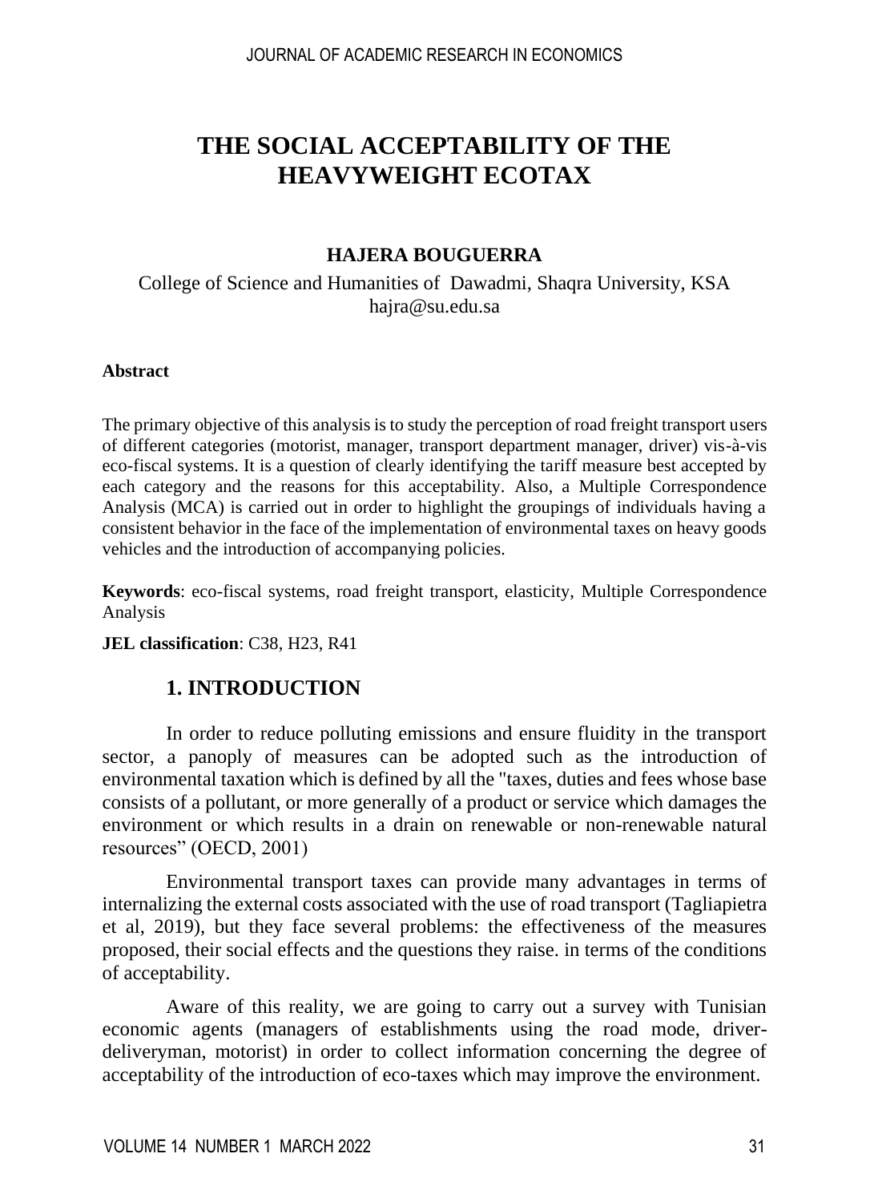# THE SOCIAL ACCEPTABILITY OF THE HEAVYWEIGHT ECOTAX

**HAJERA BOUGUERRA**

College of Science and Humanities of Dawadmi, Shaqra University, KSA
hajra@su.edu.sa

**Abstract**

The primary objective of this analysis is to study the perception of road freight transport users of different categories (motorist, manager, transport department manager, driver) vis-à-vis eco-fiscal systems. It is a question of clearly identifying the tariff measure best accepted by each category and the reasons for this acceptability. Also, a Multiple Correspondence Analysis (MCA) is carried out in order to highlight the groupings of individuals having a consistent behavior in the face of the implementation of environmental taxes on heavy goods vehicles and the introduction of accompanying policies.

**Keywords**: eco-fiscal systems, road freight transport, elasticity, Multiple Correspondence Analysis

**JEL classification**: C38, H23, R41

## 1. INTRODUCTION

In order to reduce polluting emissions and ensure fluidity in the transport sector, a panoply of measures can be adopted such as the introduction of environmental taxation which is defined by all the "taxes, duties and fees whose base consists of a pollutant, or more generally of a product or service which damages the environment or which results in a drain on renewable or non-renewable natural resources" (OECD, 2001)

Environmental transport taxes can provide many advantages in terms of internalizing the external costs associated with the use of road transport (Tagliapietra et al, 2019), but they face several problems: the effectiveness of the measures proposed, their social effects and the questions they raise. in terms of the conditions of acceptability.

Aware of this reality, we are going to carry out a survey with Tunisian economic agents (managers of establishments using the road mode, driver-deliveryman, motorist) in order to collect information concerning the degree of acceptability of the introduction of eco-taxes which may improve the environment.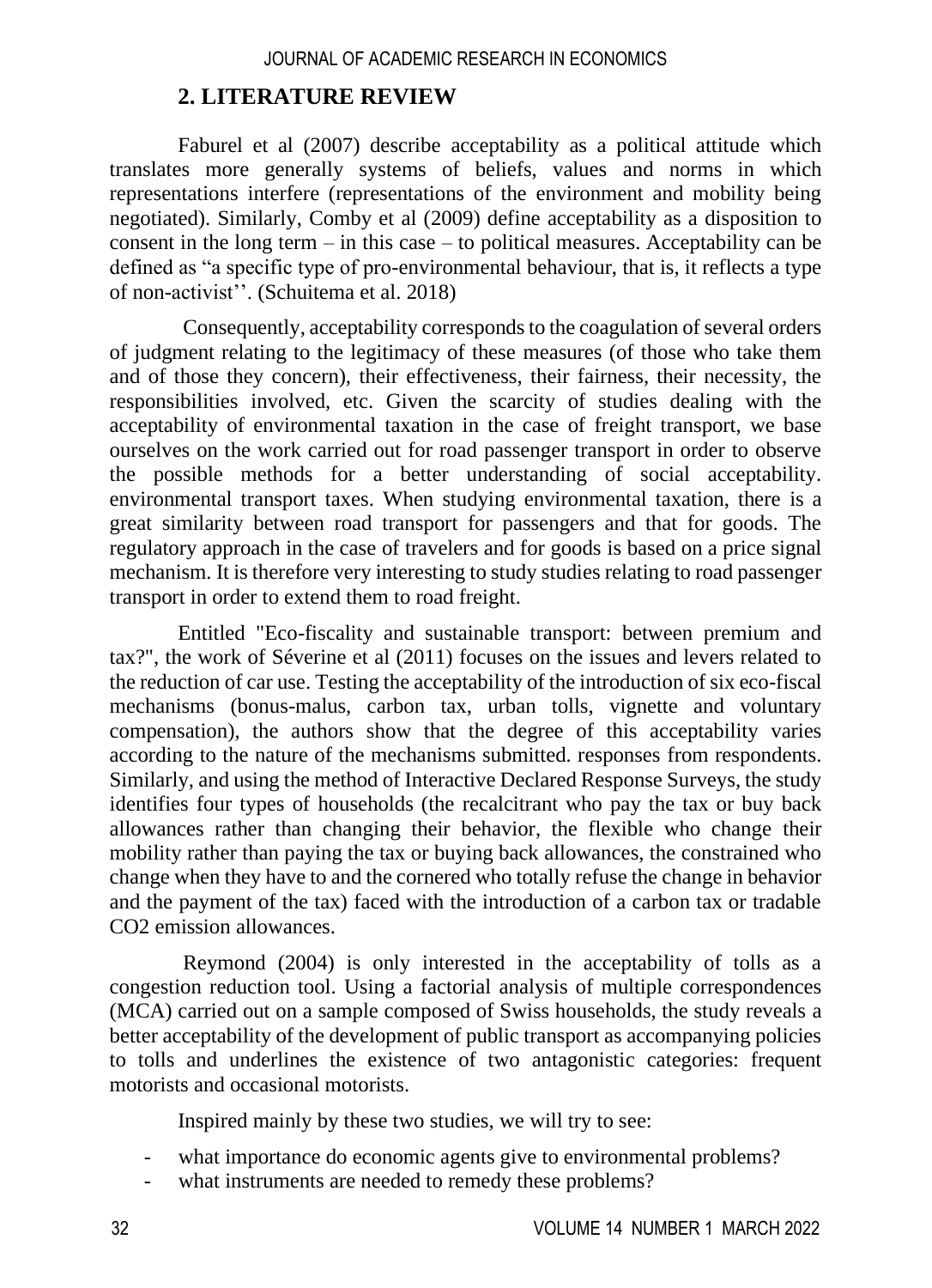## 2. LITERATURE REVIEW

Faburel et al (2007) describe acceptability as a political attitude which translates more generally systems of beliefs, values and norms in which representations interfere (representations of the environment and mobility being negotiated). Similarly, Comby et al (2009) define acceptability as a disposition to consent in the long term – in this case – to political measures. Acceptability can be defined as "a specific type of pro-environmental behaviour, that is, it reflects a type of non-activist''. (Schuitema et al. 2018)

Consequently, acceptability corresponds to the coagulation of several orders of judgment relating to the legitimacy of these measures (of those who take them and of those they concern), their effectiveness, their fairness, their necessity, the responsibilities involved, etc. Given the scarcity of studies dealing with the acceptability of environmental taxation in the case of freight transport, we base ourselves on the work carried out for road passenger transport in order to observe the possible methods for a better understanding of social acceptability. environmental transport taxes. When studying environmental taxation, there is a great similarity between road transport for passengers and that for goods. The regulatory approach in the case of travelers and for goods is based on a price signal mechanism. It is therefore very interesting to study studies relating to road passenger transport in order to extend them to road freight.

Entitled "Eco-fiscality and sustainable transport: between premium and tax?", the work of Séverine et al (2011) focuses on the issues and levers related to the reduction of car use. Testing the acceptability of the introduction of six eco-fiscal mechanisms (bonus-malus, carbon tax, urban tolls, vignette and voluntary compensation), the authors show that the degree of this acceptability varies according to the nature of the mechanisms submitted. responses from respondents. Similarly, and using the method of Interactive Declared Response Surveys, the study identifies four types of households (the recalcitrant who pay the tax or buy back allowances rather than changing their behavior, the flexible who change their mobility rather than paying the tax or buying back allowances, the constrained who change when they have to and the cornered who totally refuse the change in behavior and the payment of the tax) faced with the introduction of a carbon tax or tradable $CO_2$ emission allowances.

Reymond (2004) is only interested in the acceptability of tolls as a congestion reduction tool. Using a factorial analysis of multiple correspondences (MCA) carried out on a sample composed of Swiss households, the study reveals a better acceptability of the development of public transport as accompanying policies to tolls and underlines the existence of two antagonistic categories: frequent motorists and occasional motorists.

Inspired mainly by these two studies, we will try to see:

- what importance do economic agents give to environmental problems?
- what instruments are needed to remedy these problems?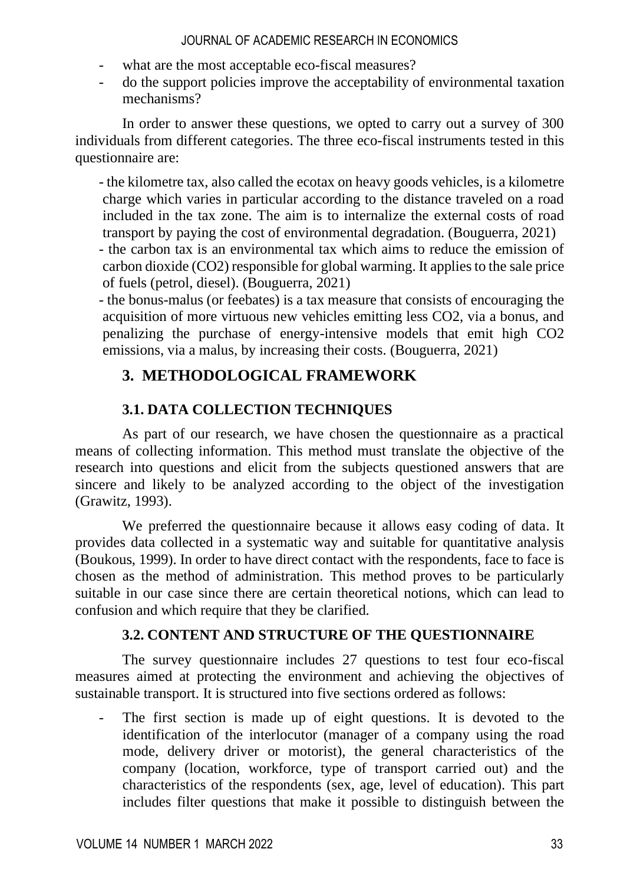- what are the most acceptable eco-fiscal measures?
- do the support policies improve the acceptability of environmental taxation mechanisms?

In order to answer these questions, we opted to carry out a survey of 300 individuals from different categories. The three eco-fiscal instruments tested in this questionnaire are:

- the kilometre tax, also called the ecotax on heavy goods vehicles, is a kilometre charge which varies in particular according to the distance traveled on a road included in the tax zone. The aim is to internalize the external costs of road transport by paying the cost of environmental degradation. (Bouguerra, 2021)
- the carbon tax is an environmental tax which aims to reduce the emission of carbon dioxide ($CO_2$) responsible for global warming. It applies to the sale price of fuels (petrol, diesel). (Bouguerra, 2021)
- the bonus-malus (or feebates) is a tax measure that consists of encouraging the acquisition of more virtuous new vehicles emitting less $CO_2$, via a bonus, and penalizing the purchase of energy-intensive models that emit high $CO_2$ emissions, via a malus, by increasing their costs. (Bouguerra, 2021)

## 3. METHODOLOGICAL FRAMEWORK

### 3.1. DATA COLLECTION TECHNIQUES

As part of our research, we have chosen the questionnaire as a practical means of collecting information. This method must translate the objective of the research into questions and elicit from the subjects questioned answers that are sincere and likely to be analyzed according to the object of the investigation (Grawitz, 1993).

We preferred the questionnaire because it allows easy coding of data. It provides data collected in a systematic way and suitable for quantitative analysis (Boukous, 1999). In order to have direct contact with the respondents, face to face is chosen as the method of administration. This method proves to be particularly suitable in our case since there are certain theoretical notions, which can lead to confusion and which require that they be clarified.

### 3.2. CONTENT AND STRUCTURE OF THE QUESTIONNAIRE

The survey questionnaire includes 27 questions to test four eco-fiscal measures aimed at protecting the environment and achieving the objectives of sustainable transport. It is structured into five sections ordered as follows:

- The first section is made up of eight questions. It is devoted to the identification of the interlocutor (manager of a company using the road mode, delivery driver or motorist), the general characteristics of the company (location, workforce, type of transport carried out) and the characteristics of the respondents (sex, age, level of education). This part includes filter questions that make it possible to distinguish between the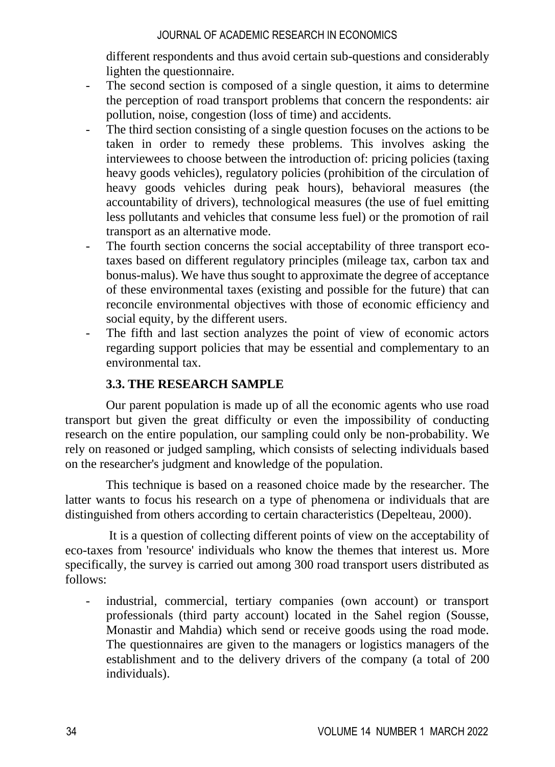different respondents and thus avoid certain sub-questions and considerably lighten the questionnaire.

- The second section is composed of a single question, it aims to determine the perception of road transport problems that concern the respondents: air pollution, noise, congestion (loss of time) and accidents.
- The third section consisting of a single question focuses on the actions to be taken in order to remedy these problems. This involves asking the interviewees to choose between the introduction of: pricing policies (taxing heavy goods vehicles), regulatory policies (prohibition of the circulation of heavy goods vehicles during peak hours), behavioral measures (the accountability of drivers), technological measures (the use of fuel emitting less pollutants and vehicles that consume less fuel) or the promotion of rail transport as an alternative mode.
- The fourth section concerns the social acceptability of three transport eco-taxes based on different regulatory principles (mileage tax, carbon tax and bonus-malus). We have thus sought to approximate the degree of acceptance of these environmental taxes (existing and possible for the future) that can reconcile environmental objectives with those of economic efficiency and social equity, by the different users.
- The fifth and last section analyzes the point of view of economic actors regarding support policies that may be essential and complementary to an environmental tax.

### 3.3. THE RESEARCH SAMPLE

Our parent population is made up of all the economic agents who use road transport but given the great difficulty or even the impossibility of conducting research on the entire population, our sampling could only be non-probability. We rely on reasoned or judged sampling, which consists of selecting individuals based on the researcher's judgment and knowledge of the population.

This technique is based on a reasoned choice made by the researcher. The latter wants to focus his research on a type of phenomena or individuals that are distinguished from others according to certain characteristics (Depelteau, 2000).

It is a question of collecting different points of view on the acceptability of eco-taxes from 'resource' individuals who know the themes that interest us. More specifically, the survey is carried out among 300 road transport users distributed as follows:

- industrial, commercial, tertiary companies (own account) or transport professionals (third party account) located in the Sahel region (Sousse, Monastir and Mahdia) which send or receive goods using the road mode. The questionnaires are given to the managers or logistics managers of the establishment and to the delivery drivers of the company (a total of 200 individuals).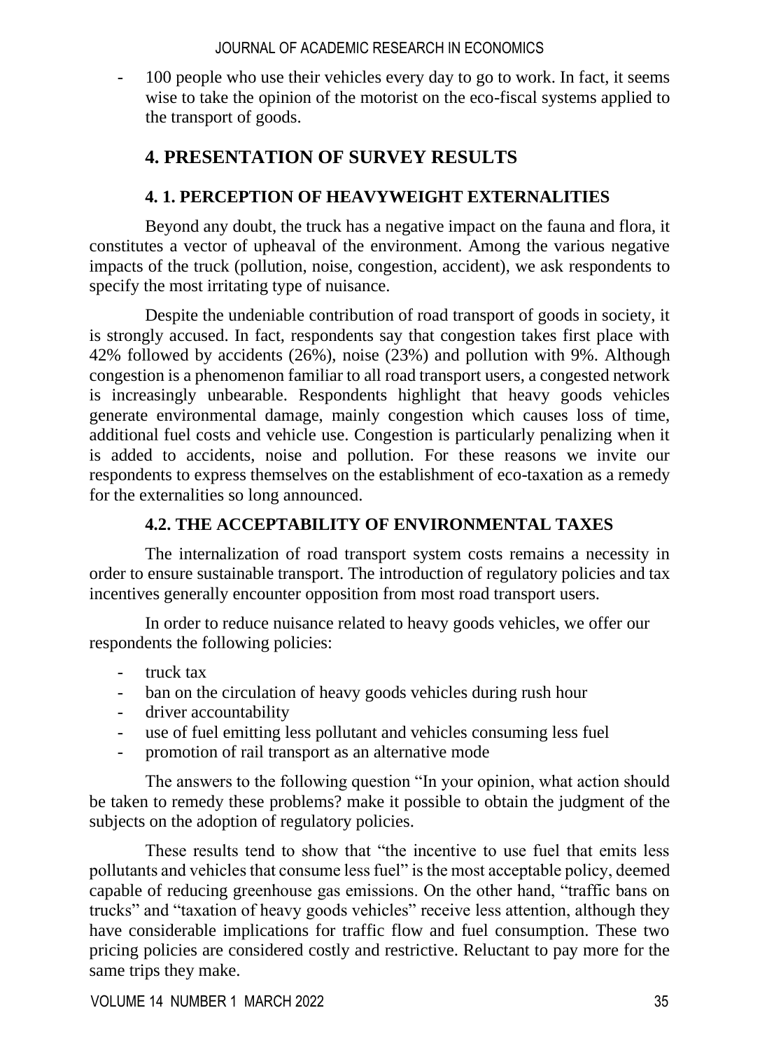- 100 people who use their vehicles every day to go to work. In fact, it seems wise to take the opinion of the motorist on the eco-fiscal systems applied to the transport of goods.

## 4. PRESENTATION OF SURVEY RESULTS

### 4. 1. PERCEPTION OF HEAVYWEIGHT EXTERNALITIES

Beyond any doubt, the truck has a negative impact on the fauna and flora, it constitutes a vector of upheaval of the environment. Among the various negative impacts of the truck (pollution, noise, congestion, accident), we ask respondents to specify the most irritating type of nuisance.

Despite the undeniable contribution of road transport of goods in society, it is strongly accused. In fact, respondents say that congestion takes first place with 42% followed by accidents (26%), noise (23%) and pollution with 9%. Although congestion is a phenomenon familiar to all road transport users, a congested network is increasingly unbearable. Respondents highlight that heavy goods vehicles generate environmental damage, mainly congestion which causes loss of time, additional fuel costs and vehicle use. Congestion is particularly penalizing when it is added to accidents, noise and pollution. For these reasons we invite our respondents to express themselves on the establishment of eco-taxation as a remedy for the externalities so long announced.

### 4.2. THE ACCEPTABILITY OF ENVIRONMENTAL TAXES

The internalization of road transport system costs remains a necessity in order to ensure sustainable transport. The introduction of regulatory policies and tax incentives generally encounter opposition from most road transport users.

In order to reduce nuisance related to heavy goods vehicles, we offer our respondents the following policies:

- truck tax
- ban on the circulation of heavy goods vehicles during rush hour
- driver accountability
- use of fuel emitting less pollutant and vehicles consuming less fuel
- promotion of rail transport as an alternative mode

The answers to the following question "In your opinion, what action should be taken to remedy these problems? make it possible to obtain the judgment of the subjects on the adoption of regulatory policies.

These results tend to show that "the incentive to use fuel that emits less pollutants and vehicles that consume less fuel" is the most acceptable policy, deemed capable of reducing greenhouse gas emissions. On the other hand, "traffic bans on trucks" and "taxation of heavy goods vehicles" receive less attention, although they have considerable implications for traffic flow and fuel consumption. These two pricing policies are considered costly and restrictive. Reluctant to pay more for the same trips they make.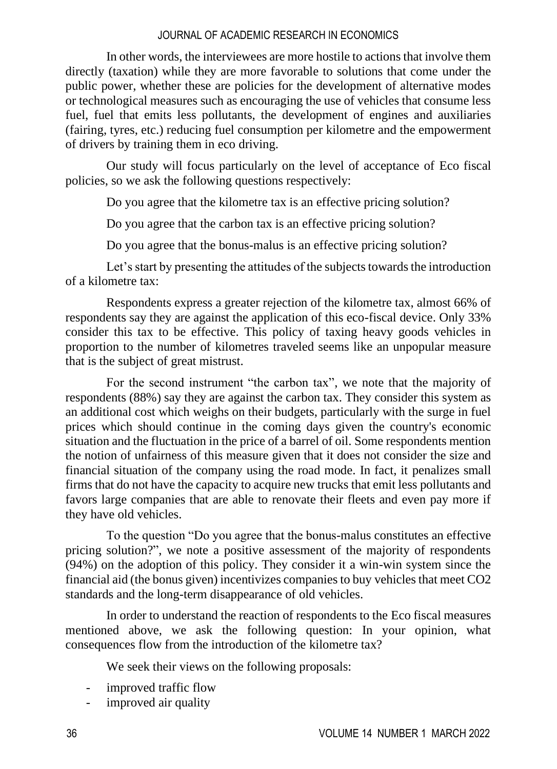In other words, the interviewees are more hostile to actions that involve them directly (taxation) while they are more favorable to solutions that come under the public power, whether these are policies for the development of alternative modes or technological measures such as encouraging the use of vehicles that consume less fuel, fuel that emits less pollutants, the development of engines and auxiliaries (fairing, tyres, etc.) reducing fuel consumption per kilometre and the empowerment of drivers by training them in eco driving.

Our study will focus particularly on the level of acceptance of Eco fiscal policies, so we ask the following questions respectively:

Do you agree that the kilometre tax is an effective pricing solution?

Do you agree that the carbon tax is an effective pricing solution?

Do you agree that the bonus-malus is an effective pricing solution?

Let's start by presenting the attitudes of the subjects towards the introduction of a kilometre tax:

Respondents express a greater rejection of the kilometre tax, almost 66% of respondents say they are against the application of this eco-fiscal device. Only 33% consider this tax to be effective. This policy of taxing heavy goods vehicles in proportion to the number of kilometres traveled seems like an unpopular measure that is the subject of great mistrust.

For the second instrument "the carbon tax", we note that the majority of respondents (88%) say they are against the carbon tax. They consider this system as an additional cost which weighs on their budgets, particularly with the surge in fuel prices which should continue in the coming days given the country's economic situation and the fluctuation in the price of a barrel of oil. Some respondents mention the notion of unfairness of this measure given that it does not consider the size and financial situation of the company using the road mode. In fact, it penalizes small firms that do not have the capacity to acquire new trucks that emit less pollutants and favors large companies that are able to renovate their fleets and even pay more if they have old vehicles.

To the question "Do you agree that the bonus-malus constitutes an effective pricing solution?", we note a positive assessment of the majority of respondents (94%) on the adoption of this policy. They consider it a win-win system since the financial aid (the bonus given) incentivizes companies to buy vehicles that meet $CO_2$ standards and the long-term disappearance of old vehicles.

In order to understand the reaction of respondents to the Eco fiscal measures mentioned above, we ask the following question: In your opinion, what consequences flow from the introduction of the kilometre tax?

We seek their views on the following proposals:

- improved traffic flow
- improved air quality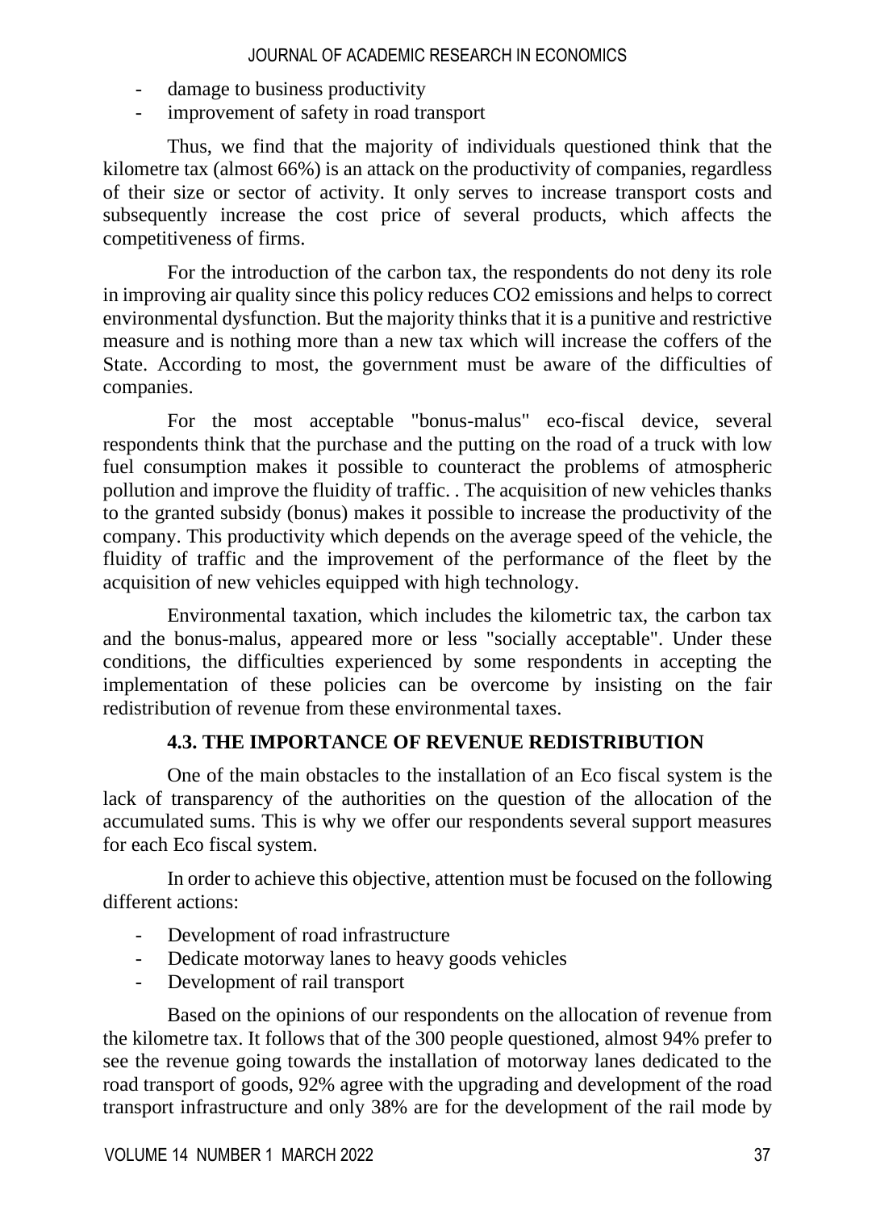- damage to business productivity
- improvement of safety in road transport

Thus, we find that the majority of individuals questioned think that the kilometre tax (almost 66%) is an attack on the productivity of companies, regardless of their size or sector of activity. It only serves to increase transport costs and subsequently increase the cost price of several products, which affects the competitiveness of firms.

For the introduction of the carbon tax, the respondents do not deny its role in improving air quality since this policy reduces $CO_2$ emissions and helps to correct environmental dysfunction. But the majority thinks that it is a punitive and restrictive measure and is nothing more than a new tax which will increase the coffers of the State. According to most, the government must be aware of the difficulties of companies.

For the most acceptable "bonus-malus" eco-fiscal device, several respondents think that the purchase and the putting on the road of a truck with low fuel consumption makes it possible to counteract the problems of atmospheric pollution and improve the fluidity of traffic. . The acquisition of new vehicles thanks to the granted subsidy (bonus) makes it possible to increase the productivity of the company. This productivity which depends on the average speed of the vehicle, the fluidity of traffic and the improvement of the performance of the fleet by the acquisition of new vehicles equipped with high technology.

Environmental taxation, which includes the kilometric tax, the carbon tax and the bonus-malus, appeared more or less "socially acceptable". Under these conditions, the difficulties experienced by some respondents in accepting the implementation of these policies can be overcome by insisting on the fair redistribution of revenue from these environmental taxes.

### 4.3. THE IMPORTANCE OF REVENUE REDISTRIBUTION

One of the main obstacles to the installation of an Eco fiscal system is the lack of transparency of the authorities on the question of the allocation of the accumulated sums. This is why we offer our respondents several support measures for each Eco fiscal system.

In order to achieve this objective, attention must be focused on the following different actions:

- Development of road infrastructure
- Dedicate motorway lanes to heavy goods vehicles
- Development of rail transport

Based on the opinions of our respondents on the allocation of revenue from the kilometre tax. It follows that of the 300 people questioned, almost 94% prefer to see the revenue going towards the installation of motorway lanes dedicated to the road transport of goods, 92% agree with the upgrading and development of the road transport infrastructure and only 38% are for the development of the rail mode by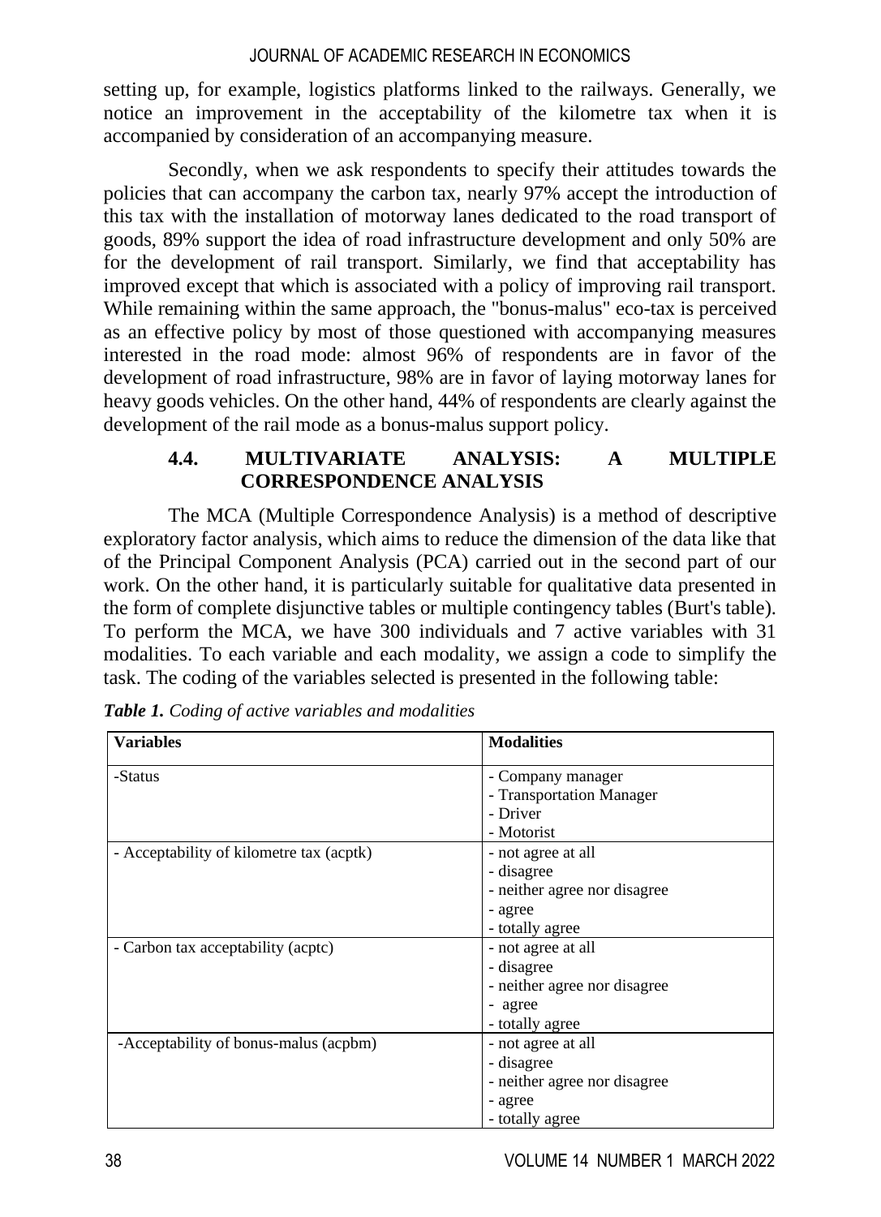setting up, for example, logistics platforms linked to the railways. Generally, we notice an improvement in the acceptability of the kilometre tax when it is accompanied by consideration of an accompanying measure.

Secondly, when we ask respondents to specify their attitudes towards the policies that can accompany the carbon tax, nearly 97% accept the introduction of this tax with the installation of motorway lanes dedicated to the road transport of goods, 89% support the idea of road infrastructure development and only 50% are for the development of rail transport. Similarly, we find that acceptability has improved except that which is associated with a policy of improving rail transport. While remaining within the same approach, the "bonus-malus" eco-tax is perceived as an effective policy by most of those questioned with accompanying measures interested in the road mode: almost 96% of respondents are in favor of the development of road infrastructure, 98% are in favor of laying motorway lanes for heavy goods vehicles. On the other hand, 44% of respondents are clearly against the development of the rail mode as a bonus-malus support policy.

### 4.4. MULTIVARIATE ANALYSIS: A MULTIPLE CORRESPONDENCE ANALYSIS

The MCA (Multiple Correspondence Analysis) is a method of descriptive exploratory factor analysis, which aims to reduce the dimension of the data like that of the Principal Component Analysis (PCA) carried out in the second part of our work. On the other hand, it is particularly suitable for qualitative data presented in the form of complete disjunctive tables or multiple contingency tables (Burt's table). To perform the MCA, we have 300 individuals and 7 active variables with 31 modalities. To each variable and each modality, we assign a code to simplify the task. The coding of the variables selected is presented in the following table:

***Table 1.*** *Coding of active variables and modalities*

| Variables | Modalities |
|---|---|
| -Status | - Company manager<br>- Transportation Manager<br>- Driver<br>- Motorist |
| - Acceptability of kilometre tax (acptk) | - not agree at all<br>- disagree<br>- neither agree nor disagree<br>- agree<br>- totally agree |
| - Carbon tax acceptability (acptc) | - not agree at all<br>- disagree<br>- neither agree nor disagree<br>- agree<br>- totally agree |
| -Acceptability of bonus-malus (acpbm) | - not agree at all<br>- disagree<br>- neither agree nor disagree<br>- agree<br>- totally agree |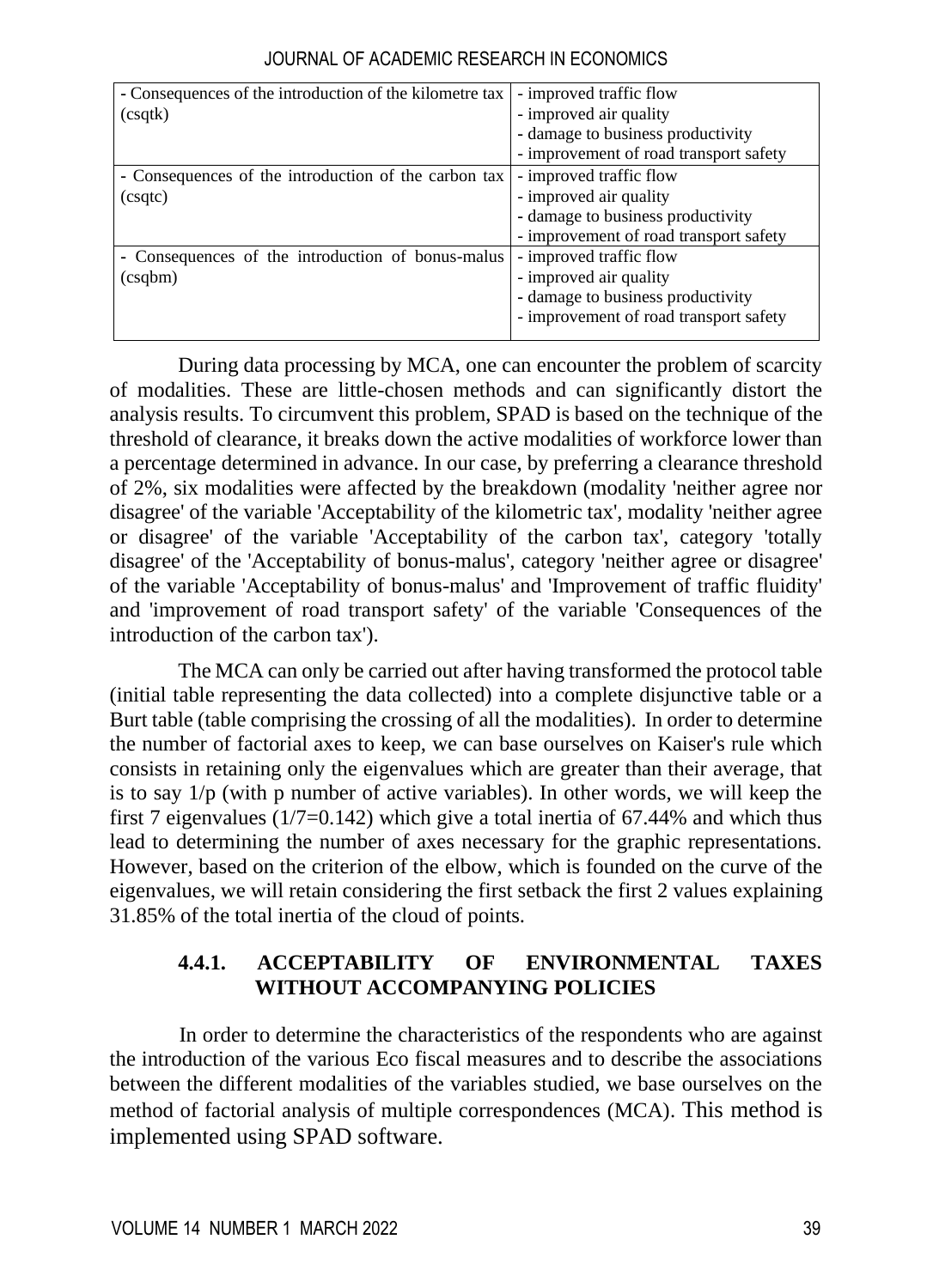| | |
|---|---|
| - Consequences of the introduction of the kilometre tax (csqtk) | - improved traffic flow<br>- improved air quality<br>- damage to business productivity<br>- improvement of road transport safety |
| - Consequences of the introduction of the carbon tax (csqtc) | - improved traffic flow<br>- improved air quality<br>- damage to business productivity<br>- improvement of road transport safety |
| - Consequences of the introduction of bonus-malus (csqbm) | - improved traffic flow<br>- improved air quality<br>- damage to business productivity<br>- improvement of road transport safety |

During data processing by MCA, one can encounter the problem of scarcity of modalities. These are little-chosen methods and can significantly distort the analysis results. To circumvent this problem, SPAD is based on the technique of the threshold of clearance, it breaks down the active modalities of workforce lower than a percentage determined in advance. In our case, by preferring a clearance threshold of 2%, six modalities were affected by the breakdown (modality 'neither agree nor disagree' of the variable 'Acceptability of the kilometric tax', modality 'neither agree or disagree' of the variable 'Acceptability of the carbon tax', category 'totally disagree' of the 'Acceptability of bonus-malus', category 'neither agree or disagree' of the variable 'Acceptability of bonus-malus' and 'Improvement of traffic fluidity' and 'improvement of road transport safety' of the variable 'Consequences of the introduction of the carbon tax').

The MCA can only be carried out after having transformed the protocol table (initial table representing the data collected) into a complete disjunctive table or a Burt table (table comprising the crossing of all the modalities). In order to determine the number of factorial axes to keep, we can base ourselves on Kaiser's rule which consists in retaining only the eigenvalues which are greater than their average, that is to say 1/p (with p number of active variables). In other words, we will keep the first 7 eigenvalues (1/7=0.142) which give a total inertia of 67.44% and which thus lead to determining the number of axes necessary for the graphic representations. However, based on the criterion of the elbow, which is founded on the curve of the eigenvalues, we will retain considering the first setback the first 2 values explaining 31.85% of the total inertia of the cloud of points.

### 4.4.1. ACCEPTABILITY OF ENVIRONMENTAL TAXES WITHOUT ACCOMPANYING POLICIES

In order to determine the characteristics of the respondents who are against the introduction of the various Eco fiscal measures and to describe the associations between the different modalities of the variables studied, we base ourselves on the method of factorial analysis of multiple correspondences (MCA). This method is implemented using SPAD software.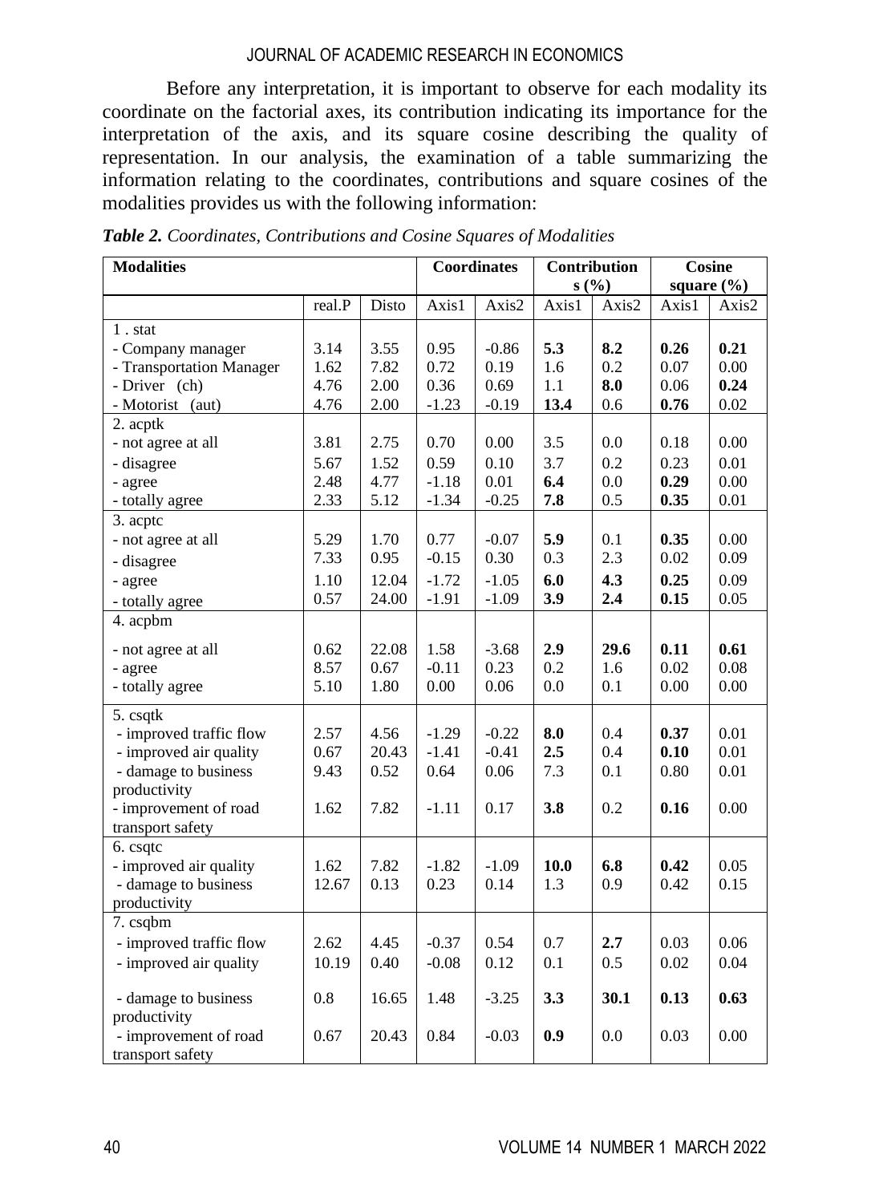Before any interpretation, it is important to observe for each modality its coordinate on the factorial axes, its contribution indicating its importance for the interpretation of the axis, and its square cosine describing the quality of representation. In our analysis, the examination of a table summarizing the information relating to the coordinates, contributions and square cosines of the modalities provides us with the following information:

***Table 2.*** *Coordinates, Contributions and Cosine Squares of Modalities*

| Modalities | | | Coordinates | | Contributions (%) | | Cosine square (%) | |
|---|---|---|---|---|---|---|---|---|
| | real.P | Disto | Axis1 | Axis2 | Axis1 | Axis2 | Axis1 | Axis2 |
| 1 . stat | | | | | | | | |
| - Company manager | 3.14 | 3.55 | 0.95 | -0.86 | **5.3** | **8.2** | **0.26** | **0.21** |
| - Transportation Manager | 1.62 | 7.82 | 0.72 | 0.19 | 1.6 | 0.2 | 0.07 | 0.00 |
| - Driver (ch) | 4.76 | 2.00 | 0.36 | 0.69 | 1.1 | **8.0** | 0.06 | **0.24** |
| - Motorist (aut) | 4.76 | 2.00 | -1.23 | -0.19 | **13.4** | 0.6 | **0.76** | 0.02 |
| 2. acptk | | | | | | | | |
| - not agree at all | 3.81 | 2.75 | 0.70 | 0.00 | 3.5 | 0.0 | 0.18 | 0.00 |
| - disagree | 5.67 | 1.52 | 0.59 | 0.10 | 3.7 | 0.2 | 0.23 | 0.01 |
| - agree | 2.48 | 4.77 | -1.18 | 0.01 | **6.4** | 0.0 | **0.29** | 0.00 |
| - totally agree | 2.33 | 5.12 | -1.34 | -0.25 | **7.8** | 0.5 | **0.35** | 0.01 |
| 3. acptc | | | | | | | | |
| - not agree at all | 5.29 | 1.70 | 0.77 | -0.07 | **5.9** | 0.1 | **0.35** | 0.00 |
| - disagree | 7.33 | 0.95 | -0.15 | 0.30 | 0.3 | 2.3 | 0.02 | 0.09 |
| - agree | 1.10 | 12.04 | -1.72 | -1.05 | **6.0** | **4.3** | **0.25** | 0.09 |
| - totally agree | 0.57 | 24.00 | -1.91 | -1.09 | **3.9** | **2.4** | **0.15** | 0.05 |
| 4. acpbm | | | | | | | | |
| - not agree at all | 0.62 | 22.08 | 1.58 | -3.68 | **2.9** | **29.6** | **0.11** | **0.61** |
| - agree | 8.57 | 0.67 | -0.11 | 0.23 | 0.2 | 1.6 | 0.02 | 0.08 |
| - totally agree | 5.10 | 1.80 | 0.00 | 0.06 | 0.0 | 0.1 | 0.00 | 0.00 |
| 5. csqtk | | | | | | | | |
| - improved traffic flow | 2.57 | 4.56 | -1.29 | -0.22 | **8.0** | 0.4 | **0.37** | 0.01 |
| - improved air quality | 0.67 | 20.43 | -1.41 | -0.41 | **2.5** | 0.4 | **0.10** | 0.01 |
| - damage to business productivity | 9.43 | 0.52 | 0.64 | 0.06 | 7.3 | 0.1 | 0.80 | 0.01 |
| - improvement of road transport safety | 1.62 | 7.82 | -1.11 | 0.17 | **3.8** | 0.2 | **0.16** | 0.00 |
| 6. csqtc | | | | | | | | |
| - improved air quality | 1.62 | 7.82 | -1.82 | -1.09 | **10.0** | **6.8** | **0.42** | 0.05 |
| - damage to business productivity | 12.67 | 0.13 | 0.23 | 0.14 | 1.3 | 0.9 | 0.42 | 0.15 |
| 7. csqbm | | | | | | | | |
| - improved traffic flow | 2.62 | 4.45 | -0.37 | 0.54 | 0.7 | **2.7** | 0.03 | 0.06 |
| - improved air quality | 10.19 | 0.40 | -0.08 | 0.12 | 0.1 | 0.5 | 0.02 | 0.04 |
| - damage to business productivity | 0.8 | 16.65 | 1.48 | -3.25 | **3.3** | **30.1** | **0.13** | **0.63** |
| - improvement of road transport safety | 0.67 | 20.43 | 0.84 | -0.03 | **0.9** | 0.0 | 0.03 | 0.00 |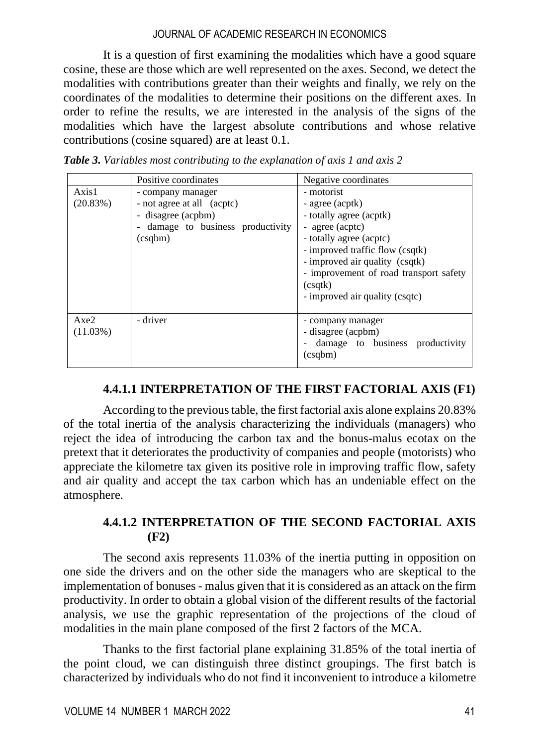It is a question of first examining the modalities which have a good square cosine, these are those which are well represented on the axes. Second, we detect the modalities with contributions greater than their weights and finally, we rely on the coordinates of the modalities to determine their positions on the different axes. In order to refine the results, we are interested in the analysis of the signs of the modalities which have the largest absolute contributions and whose relative contributions (cosine squared) are at least 0.1.

***Table 3.*** *Variables most contributing to the explanation of axis 1 and axis 2*

| | Positive coordinates | Negative coordinates |
|---|---|---|
| Axis1 (20.83%) | - company manager<br>- not agree at all (acptc)<br>- disagree (acpbm)<br>- damage to business productivity (csqbm) | - motorist<br>- agree (acptk)<br>- totally agree (acptk)<br>- agree (acptc)<br>- totally agree (acptc)<br>- improved traffic flow (csqtk)<br>- improved air quality (csqtk)<br>- improvement of road transport safety (csqtk)<br>- improved air quality (csqtc) |
| Axe2 (11.03%) | - driver | - company manager<br>- disagree (acpbm)<br>- damage to business productivity (csqbm) |

### 4.4.1.1 INTERPRETATION OF THE FIRST FACTORIAL AXIS (F1)

According to the previous table, the first factorial axis alone explains 20.83% of the total inertia of the analysis characterizing the individuals (managers) who reject the idea of introducing the carbon tax and the bonus-malus ecotax on the pretext that it deteriorates the productivity of companies and people (motorists) who appreciate the kilometre tax given its positive role in improving traffic flow, safety and air quality and accept the tax carbon which has an undeniable effect on the atmosphere.

### 4.4.1.2 INTERPRETATION OF THE SECOND FACTORIAL AXIS (F2)

The second axis represents 11.03% of the inertia putting in opposition on one side the drivers and on the other side the managers who are skeptical to the implementation of bonuses - malus given that it is considered as an attack on the firm productivity. In order to obtain a global vision of the different results of the factorial analysis, we use the graphic representation of the projections of the cloud of modalities in the main plane composed of the first 2 factors of the MCA.

Thanks to the first factorial plane explaining 31.85% of the total inertia of the point cloud, we can distinguish three distinct groupings. The first batch is characterized by individuals who do not find it inconvenient to introduce a kilometre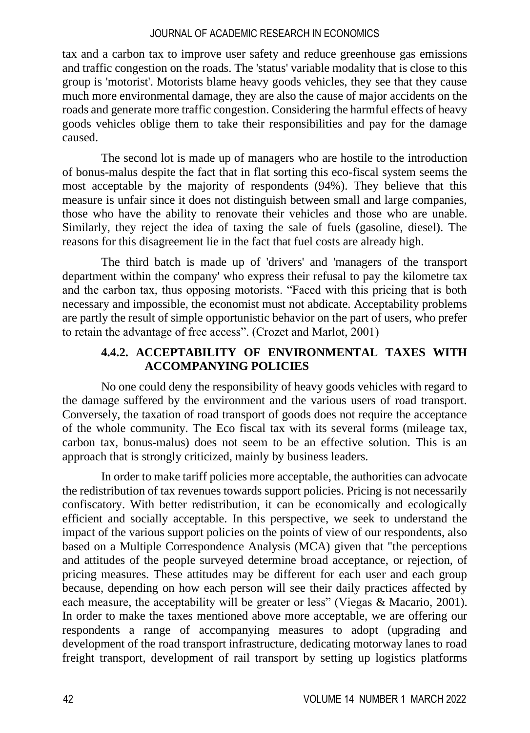tax and a carbon tax to improve user safety and reduce greenhouse gas emissions and traffic congestion on the roads. The 'status' variable modality that is close to this group is 'motorist'. Motorists blame heavy goods vehicles, they see that they cause much more environmental damage, they are also the cause of major accidents on the roads and generate more traffic congestion. Considering the harmful effects of heavy goods vehicles oblige them to take their responsibilities and pay for the damage caused.

The second lot is made up of managers who are hostile to the introduction of bonus-malus despite the fact that in flat sorting this eco-fiscal system seems the most acceptable by the majority of respondents (94%). They believe that this measure is unfair since it does not distinguish between small and large companies, those who have the ability to renovate their vehicles and those who are unable. Similarly, they reject the idea of taxing the sale of fuels (gasoline, diesel). The reasons for this disagreement lie in the fact that fuel costs are already high.

The third batch is made up of 'drivers' and 'managers of the transport department within the company' who express their refusal to pay the kilometre tax and the carbon tax, thus opposing motorists. "Faced with this pricing that is both necessary and impossible, the economist must not abdicate. Acceptability problems are partly the result of simple opportunistic behavior on the part of users, who prefer to retain the advantage of free access". (Crozet and Marlot, 2001)

### 4.4.2. ACCEPTABILITY OF ENVIRONMENTAL TAXES WITH ACCOMPANYING POLICIES

No one could deny the responsibility of heavy goods vehicles with regard to the damage suffered by the environment and the various users of road transport. Conversely, the taxation of road transport of goods does not require the acceptance of the whole community. The Eco fiscal tax with its several forms (mileage tax, carbon tax, bonus-malus) does not seem to be an effective solution. This is an approach that is strongly criticized, mainly by business leaders.

In order to make tariff policies more acceptable, the authorities can advocate the redistribution of tax revenues towards support policies. Pricing is not necessarily confiscatory. With better redistribution, it can be economically and ecologically efficient and socially acceptable. In this perspective, we seek to understand the impact of the various support policies on the points of view of our respondents, also based on a Multiple Correspondence Analysis (MCA) given that "the perceptions and attitudes of the people surveyed determine broad acceptance, or rejection, of pricing measures. These attitudes may be different for each user and each group because, depending on how each person will see their daily practices affected by each measure, the acceptability will be greater or less" (Viegas & Macario, 2001). In order to make the taxes mentioned above more acceptable, we are offering our respondents a range of accompanying measures to adopt (upgrading and development of the road transport infrastructure, dedicating motorway lanes to road freight transport, development of rail transport by setting up logistics platforms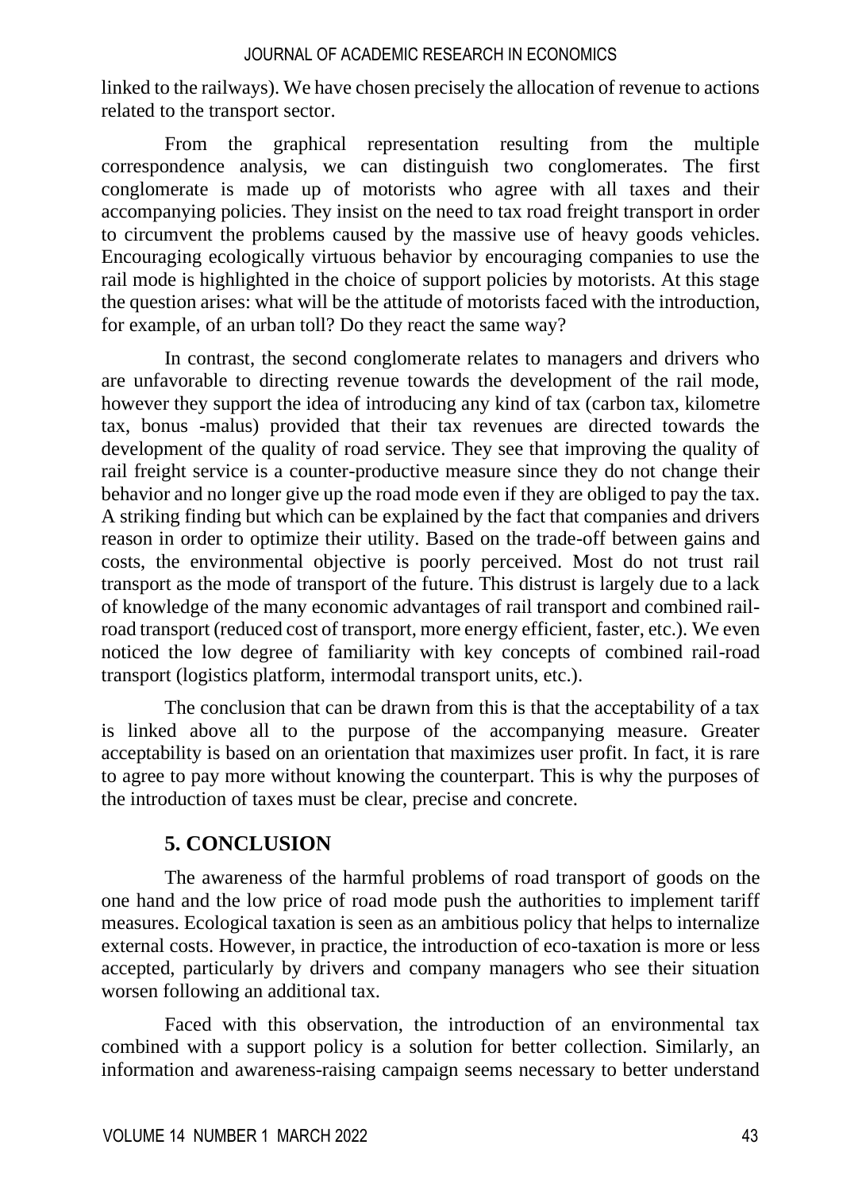linked to the railways). We have chosen precisely the allocation of revenue to actions related to the transport sector.

From the graphical representation resulting from the multiple correspondence analysis, we can distinguish two conglomerates. The first conglomerate is made up of motorists who agree with all taxes and their accompanying policies. They insist on the need to tax road freight transport in order to circumvent the problems caused by the massive use of heavy goods vehicles. Encouraging ecologically virtuous behavior by encouraging companies to use the rail mode is highlighted in the choice of support policies by motorists. At this stage the question arises: what will be the attitude of motorists faced with the introduction, for example, of an urban toll? Do they react the same way?

In contrast, the second conglomerate relates to managers and drivers who are unfavorable to directing revenue towards the development of the rail mode, however they support the idea of introducing any kind of tax (carbon tax, kilometre tax, bonus -malus) provided that their tax revenues are directed towards the development of the quality of road service. They see that improving the quality of rail freight service is a counter-productive measure since they do not change their behavior and no longer give up the road mode even if they are obliged to pay the tax. A striking finding but which can be explained by the fact that companies and drivers reason in order to optimize their utility. Based on the trade-off between gains and costs, the environmental objective is poorly perceived. Most do not trust rail transport as the mode of transport of the future. This distrust is largely due to a lack of knowledge of the many economic advantages of rail transport and combined rail-road transport (reduced cost of transport, more energy efficient, faster, etc.). We even noticed the low degree of familiarity with key concepts of combined rail-road transport (logistics platform, intermodal transport units, etc.).

The conclusion that can be drawn from this is that the acceptability of a tax is linked above all to the purpose of the accompanying measure. Greater acceptability is based on an orientation that maximizes user profit. In fact, it is rare to agree to pay more without knowing the counterpart. This is why the purposes of the introduction of taxes must be clear, precise and concrete.

## 5. CONCLUSION

The awareness of the harmful problems of road transport of goods on the one hand and the low price of road mode push the authorities to implement tariff measures. Ecological taxation is seen as an ambitious policy that helps to internalize external costs. However, in practice, the introduction of eco-taxation is more or less accepted, particularly by drivers and company managers who see their situation worsen following an additional tax.

Faced with this observation, the introduction of an environmental tax combined with a support policy is a solution for better collection. Similarly, an information and awareness-raising campaign seems necessary to better understand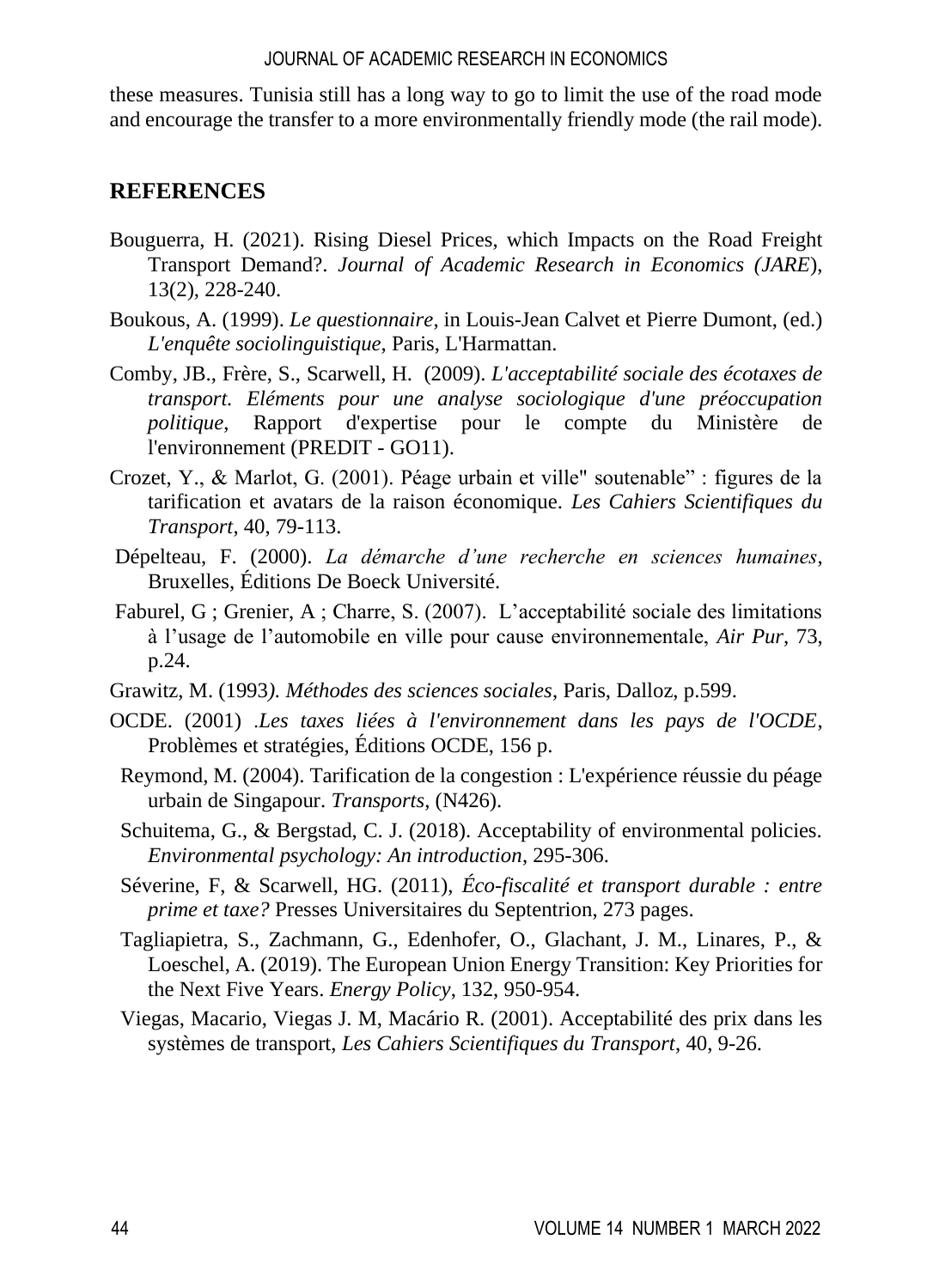these measures. Tunisia still has a long way to go to limit the use of the road mode and encourage the transfer to a more environmentally friendly mode (the rail mode).

## REFERENCES

Bouguerra, H. (2021). Rising Diesel Prices, which Impacts on the Road Freight Transport Demand?. *Journal of Academic Research in Economics (JARE*), 13(2), 228-240.

Boukous, A. (1999). *Le questionnaire*, in Louis-Jean Calvet et Pierre Dumont, (ed.) *L'enquête sociolinguistique*, Paris, L'Harmattan.

Comby, JB., Frère, S., Scarwell, H. (2009). *L'acceptabilité sociale des écotaxes de transport. Eléments pour une analyse sociologique d'une préoccupation politique*, Rapport d'expertise pour le compte du Ministère de l'environnement (PREDIT - GO11).

Crozet, Y., & Marlot, G. (2001). Péage urbain et ville" soutenable" : figures de la tarification et avatars de la raison économique. *Les Cahiers Scientifiques du Transport*, 40, 79-113.

Dépelteau, F. (2000). *La démarche d'une recherche en sciences humaines*, Bruxelles, Éditions De Boeck Université.

Faburel, G ; Grenier, A ; Charre, S. (2007). L'acceptabilité sociale des limitations à l'usage de l'automobile en ville pour cause environnementale, *Air Pur*, 73, p.24.

Grawitz, M. (1993*). Méthodes des sciences sociales*, Paris, Dalloz, p.599.

OCDE. (2001) .*Les taxes liées à l'environnement dans les pays de l'OCDE*, Problèmes et stratégies, Éditions OCDE, 156 p.

Reymond, M. (2004). Tarification de la congestion : L'expérience réussie du péage urbain de Singapour. *Transports*, (N426).

Schuitema, G., & Bergstad, C. J. (2018). Acceptability of environmental policies. *Environmental psychology: An introduction*, 295-306.

Séverine, F, & Scarwell, HG. (2011), *Éco-fiscalité et transport durable : entre prime et taxe?* Presses Universitaires du Septentrion, 273 pages.

Tagliapietra, S., Zachmann, G., Edenhofer, O., Glachant, J. M., Linares, P., & Loeschel, A. (2019). The European Union Energy Transition: Key Priorities for the Next Five Years. *Energy Policy*, 132, 950-954.

Viegas, Macario, Viegas J. M, Macário R. (2001). Acceptabilité des prix dans les systèmes de transport, *Les Cahiers Scientifiques du Transport*, 40, 9-26.